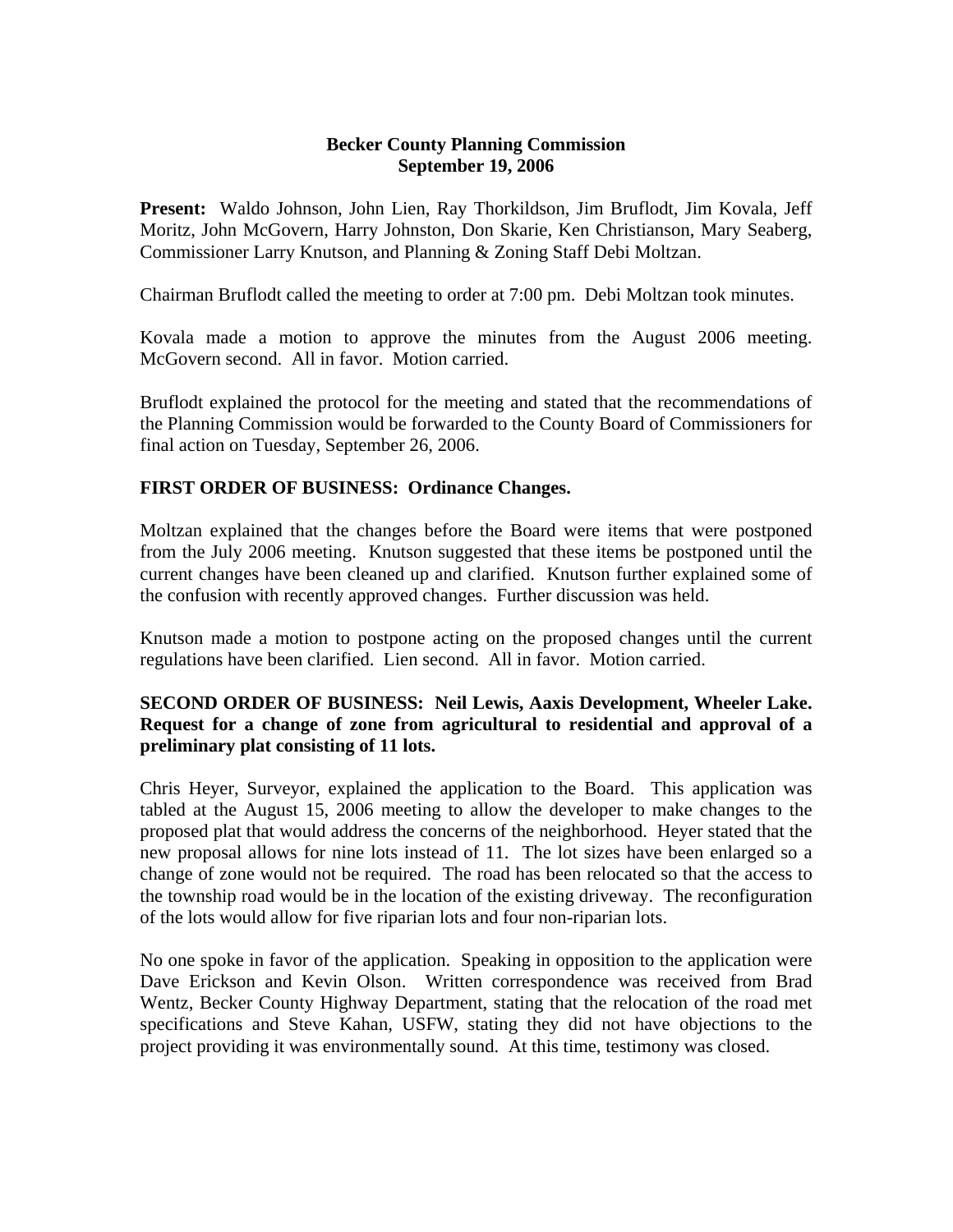# Becker County Planning Commission
## September 19, 2006

**Present:** Waldo Johnson, John Lien, Ray Thorkildson, Jim Bruflodt, Jim Kovala, Jeff Moritz, John McGovern, Harry Johnston, Don Skarie, Ken Christianson, Mary Seaberg, Commissioner Larry Knutson, and Planning & Zoning Staff Debi Moltzan.

Chairman Bruflodt called the meeting to order at 7:00 pm. Debi Moltzan took minutes.

Kovala made a motion to approve the minutes from the August 2006 meeting. McGovern second. All in favor. Motion carried.

Bruflodt explained the protocol for the meeting and stated that the recommendations of the Planning Commission would be forwarded to the County Board of Commissioners for final action on Tuesday, September 26, 2006.

**FIRST ORDER OF BUSINESS: Ordinance Changes.**

Moltzan explained that the changes before the Board were items that were postponed from the July 2006 meeting. Knutson suggested that these items be postponed until the current changes have been cleaned up and clarified. Knutson further explained some of the confusion with recently approved changes. Further discussion was held.

Knutson made a motion to postpone acting on the proposed changes until the current regulations have been clarified. Lien second. All in favor. Motion carried.

**SECOND ORDER OF BUSINESS: Neil Lewis, Aaxis Development, Wheeler Lake. Request for a change of zone from agricultural to residential and approval of a preliminary plat consisting of 11 lots.**

Chris Heyer, Surveyor, explained the application to the Board. This application was tabled at the August 15, 2006 meeting to allow the developer to make changes to the proposed plat that would address the concerns of the neighborhood. Heyer stated that the new proposal allows for nine lots instead of 11. The lot sizes have been enlarged so a change of zone would not be required. The road has been relocated so that the access to the township road would be in the location of the existing driveway. The reconfiguration of the lots would allow for five riparian lots and four non-riparian lots.

No one spoke in favor of the application. Speaking in opposition to the application were Dave Erickson and Kevin Olson. Written correspondence was received from Brad Wentz, Becker County Highway Department, stating that the relocation of the road met specifications and Steve Kahan, USFW, stating they did not have objections to the project providing it was environmentally sound. At this time, testimony was closed.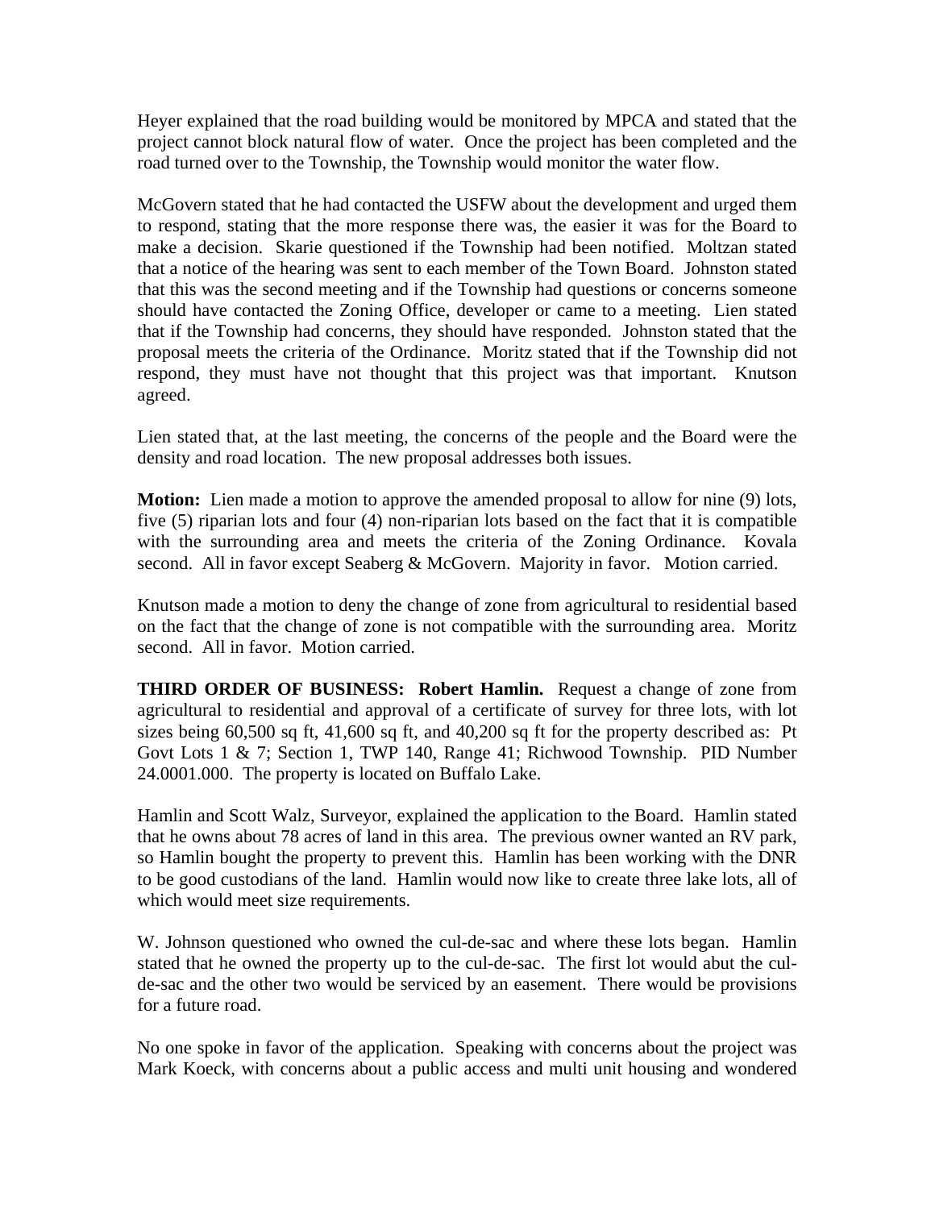Heyer explained that the road building would be monitored by MPCA and stated that the project cannot block natural flow of water. Once the project has been completed and the road turned over to the Township, the Township would monitor the water flow.

McGovern stated that he had contacted the USFW about the development and urged them to respond, stating that the more response there was, the easier it was for the Board to make a decision. Skarie questioned if the Township had been notified. Moltzan stated that a notice of the hearing was sent to each member of the Town Board. Johnston stated that this was the second meeting and if the Township had questions or concerns someone should have contacted the Zoning Office, developer or came to a meeting. Lien stated that if the Township had concerns, they should have responded. Johnston stated that the proposal meets the criteria of the Ordinance. Moritz stated that if the Township did not respond, they must have not thought that this project was that important. Knutson agreed.

Lien stated that, at the last meeting, the concerns of the people and the Board were the density and road location. The new proposal addresses both issues.

**Motion:** Lien made a motion to approve the amended proposal to allow for nine (9) lots, five (5) riparian lots and four (4) non-riparian lots based on the fact that it is compatible with the surrounding area and meets the criteria of the Zoning Ordinance. Kovala second. All in favor except Seaberg & McGovern. Majority in favor. Motion carried.

Knutson made a motion to deny the change of zone from agricultural to residential based on the fact that the change of zone is not compatible with the surrounding area. Moritz second. All in favor. Motion carried.

**THIRD ORDER OF BUSINESS: Robert Hamlin.** Request a change of zone from agricultural to residential and approval of a certificate of survey for three lots, with lot sizes being 60,500 sq ft, 41,600 sq ft, and 40,200 sq ft for the property described as: Pt Govt Lots 1 & 7; Section 1, TWP 140, Range 41; Richwood Township. PID Number 24.0001.000. The property is located on Buffalo Lake.

Hamlin and Scott Walz, Surveyor, explained the application to the Board. Hamlin stated that he owns about 78 acres of land in this area. The previous owner wanted an RV park, so Hamlin bought the property to prevent this. Hamlin has been working with the DNR to be good custodians of the land. Hamlin would now like to create three lake lots, all of which would meet size requirements.

W. Johnson questioned who owned the cul-de-sac and where these lots began. Hamlin stated that he owned the property up to the cul-de-sac. The first lot would abut the cul-de-sac and the other two would be serviced by an easement. There would be provisions for a future road.

No one spoke in favor of the application. Speaking with concerns about the project was Mark Koeck, with concerns about a public access and multi unit housing and wondered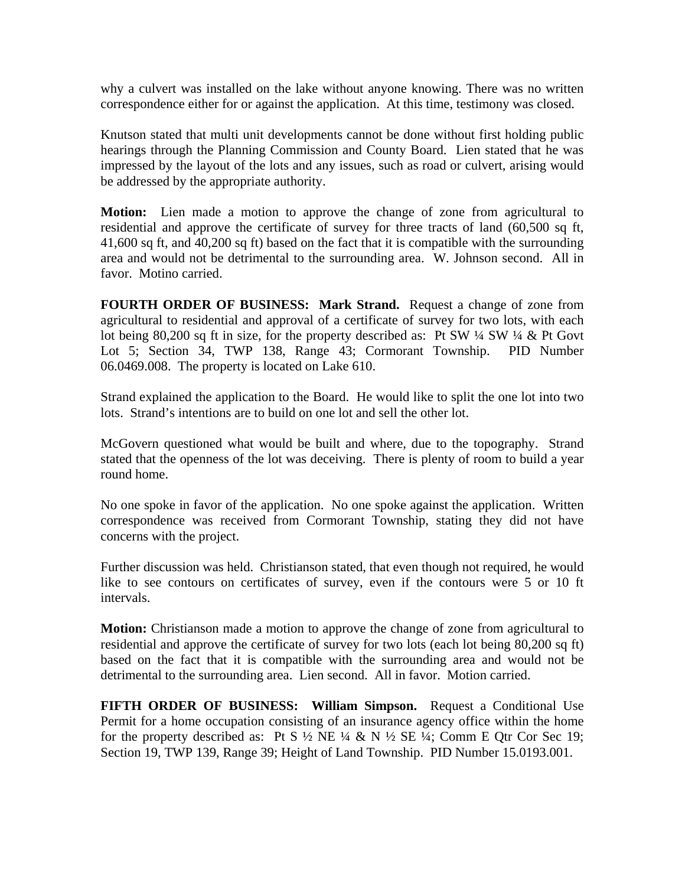why a culvert was installed on the lake without anyone knowing. There was no written correspondence either for or against the application. At this time, testimony was closed.

Knutson stated that multi unit developments cannot be done without first holding public hearings through the Planning Commission and County Board. Lien stated that he was impressed by the layout of the lots and any issues, such as road or culvert, arising would be addressed by the appropriate authority.

**Motion:** Lien made a motion to approve the change of zone from agricultural to residential and approve the certificate of survey for three tracts of land (60,500 sq ft, 41,600 sq ft, and 40,200 sq ft) based on the fact that it is compatible with the surrounding area and would not be detrimental to the surrounding area. W. Johnson second. All in favor. Motino carried.

**FOURTH ORDER OF BUSINESS: Mark Strand.** Request a change of zone from agricultural to residential and approval of a certificate of survey for two lots, with each lot being 80,200 sq ft in size, for the property described as: Pt SW ¼ SW ¼ & Pt Govt Lot 5; Section 34, TWP 138, Range 43; Cormorant Township. PID Number 06.0469.008. The property is located on Lake 610.

Strand explained the application to the Board. He would like to split the one lot into two lots. Strand's intentions are to build on one lot and sell the other lot.

McGovern questioned what would be built and where, due to the topography. Strand stated that the openness of the lot was deceiving. There is plenty of room to build a year round home.

No one spoke in favor of the application. No one spoke against the application. Written correspondence was received from Cormorant Township, stating they did not have concerns with the project.

Further discussion was held. Christianson stated, that even though not required, he would like to see contours on certificates of survey, even if the contours were 5 or 10 ft intervals.

**Motion:** Christianson made a motion to approve the change of zone from agricultural to residential and approve the certificate of survey for two lots (each lot being 80,200 sq ft) based on the fact that it is compatible with the surrounding area and would not be detrimental to the surrounding area. Lien second. All in favor. Motion carried.

**FIFTH ORDER OF BUSINESS: William Simpson.** Request a Conditional Use Permit for a home occupation consisting of an insurance agency office within the home for the property described as: Pt S ½ NE ¼ & N ½ SE ¼; Comm E Qtr Cor Sec 19; Section 19, TWP 139, Range 39; Height of Land Township. PID Number 15.0193.001.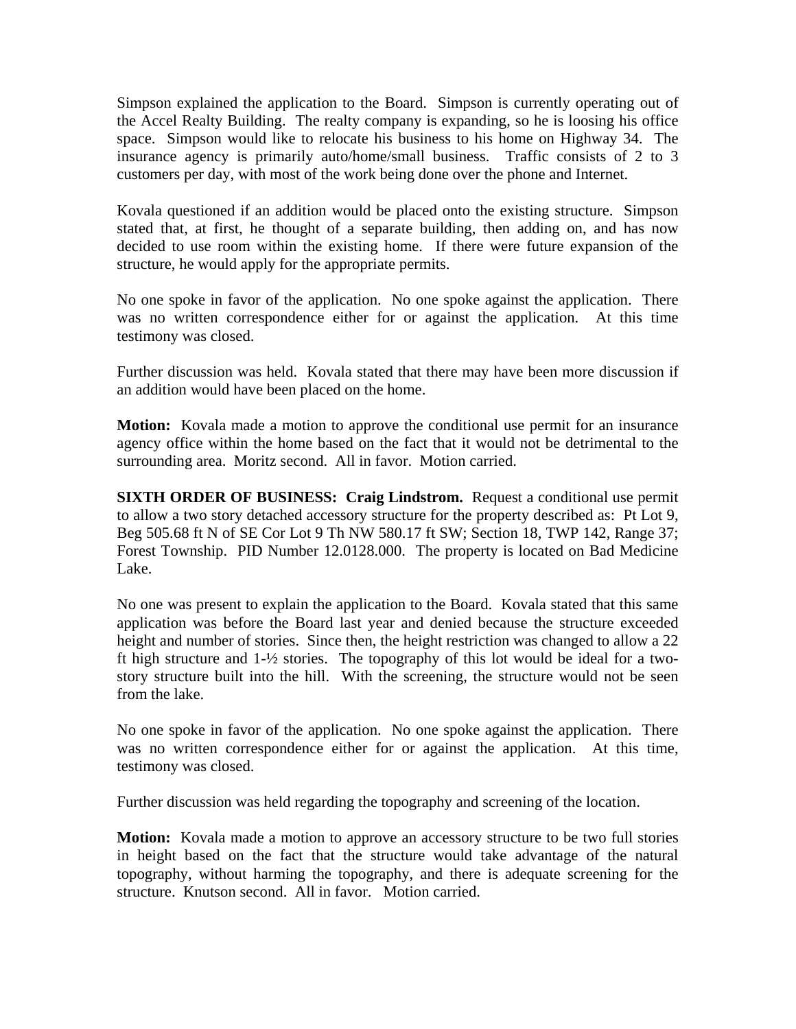Simpson explained the application to the Board. Simpson is currently operating out of the Accel Realty Building. The realty company is expanding, so he is loosing his office space. Simpson would like to relocate his business to his home on Highway 34. The insurance agency is primarily auto/home/small business. Traffic consists of 2 to 3 customers per day, with most of the work being done over the phone and Internet.

Kovala questioned if an addition would be placed onto the existing structure. Simpson stated that, at first, he thought of a separate building, then adding on, and has now decided to use room within the existing home. If there were future expansion of the structure, he would apply for the appropriate permits.

No one spoke in favor of the application. No one spoke against the application. There was no written correspondence either for or against the application. At this time testimony was closed.

Further discussion was held. Kovala stated that there may have been more discussion if an addition would have been placed on the home.

**Motion:** Kovala made a motion to approve the conditional use permit for an insurance agency office within the home based on the fact that it would not be detrimental to the surrounding area. Moritz second. All in favor. Motion carried.

**SIXTH ORDER OF BUSINESS: Craig Lindstrom.** Request a conditional use permit to allow a two story detached accessory structure for the property described as: Pt Lot 9, Beg 505.68 ft N of SE Cor Lot 9 Th NW 580.17 ft SW; Section 18, TWP 142, Range 37; Forest Township. PID Number 12.0128.000. The property is located on Bad Medicine Lake.

No one was present to explain the application to the Board. Kovala stated that this same application was before the Board last year and denied because the structure exceeded height and number of stories. Since then, the height restriction was changed to allow a 22 ft high structure and 1-½ stories. The topography of this lot would be ideal for a two-story structure built into the hill. With the screening, the structure would not be seen from the lake.

No one spoke in favor of the application. No one spoke against the application. There was no written correspondence either for or against the application. At this time, testimony was closed.

Further discussion was held regarding the topography and screening of the location.

**Motion:** Kovala made a motion to approve an accessory structure to be two full stories in height based on the fact that the structure would take advantage of the natural topography, without harming the topography, and there is adequate screening for the structure. Knutson second. All in favor. Motion carried.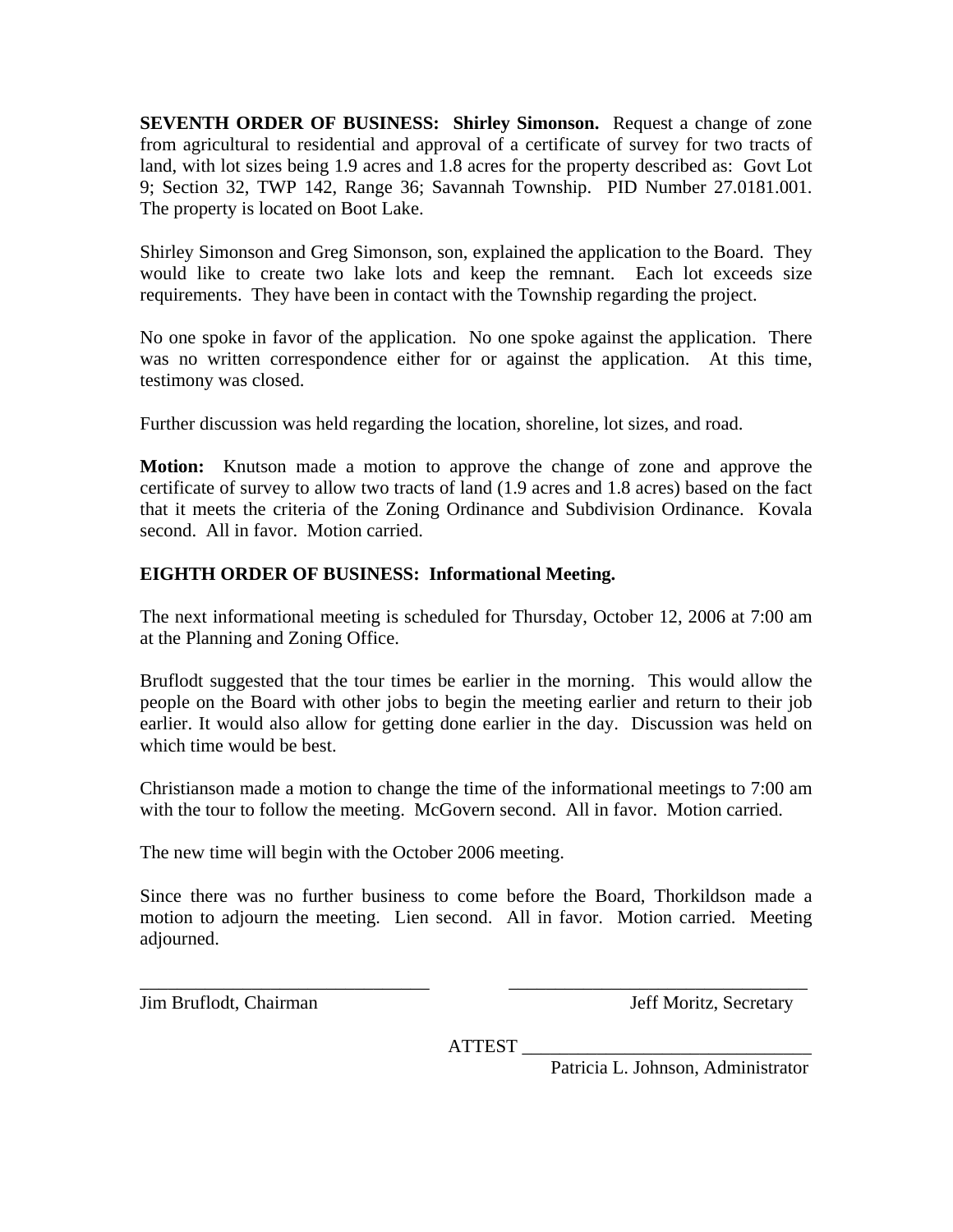**SEVENTH ORDER OF BUSINESS: Shirley Simonson.** Request a change of zone from agricultural to residential and approval of a certificate of survey for two tracts of land, with lot sizes being 1.9 acres and 1.8 acres for the property described as: Govt Lot 9; Section 32, TWP 142, Range 36; Savannah Township. PID Number 27.0181.001. The property is located on Boot Lake.

Shirley Simonson and Greg Simonson, son, explained the application to the Board. They would like to create two lake lots and keep the remnant. Each lot exceeds size requirements. They have been in contact with the Township regarding the project.

No one spoke in favor of the application. No one spoke against the application. There was no written correspondence either for or against the application. At this time, testimony was closed.

Further discussion was held regarding the location, shoreline, lot sizes, and road.

**Motion:** Knutson made a motion to approve the change of zone and approve the certificate of survey to allow two tracts of land (1.9 acres and 1.8 acres) based on the fact that it meets the criteria of the Zoning Ordinance and Subdivision Ordinance. Kovala second. All in favor. Motion carried.

**EIGHTH ORDER OF BUSINESS: Informational Meeting.**

The next informational meeting is scheduled for Thursday, October 12, 2006 at 7:00 am at the Planning and Zoning Office.

Bruflodt suggested that the tour times be earlier in the morning. This would allow the people on the Board with other jobs to begin the meeting earlier and return to their job earlier. It would also allow for getting done earlier in the day. Discussion was held on which time would be best.

Christianson made a motion to change the time of the informational meetings to 7:00 am with the tour to follow the meeting. McGovern second. All in favor. Motion carried.

The new time will begin with the October 2006 meeting.

Since there was no further business to come before the Board, Thorkildson made a motion to adjourn the meeting. Lien second. All in favor. Motion carried. Meeting adjourned.

_______________________________ _______________________________

Jim Bruflodt, Chairman Jeff Moritz, Secretary

ATTEST _______________________________

Patricia L. Johnson, Administrator